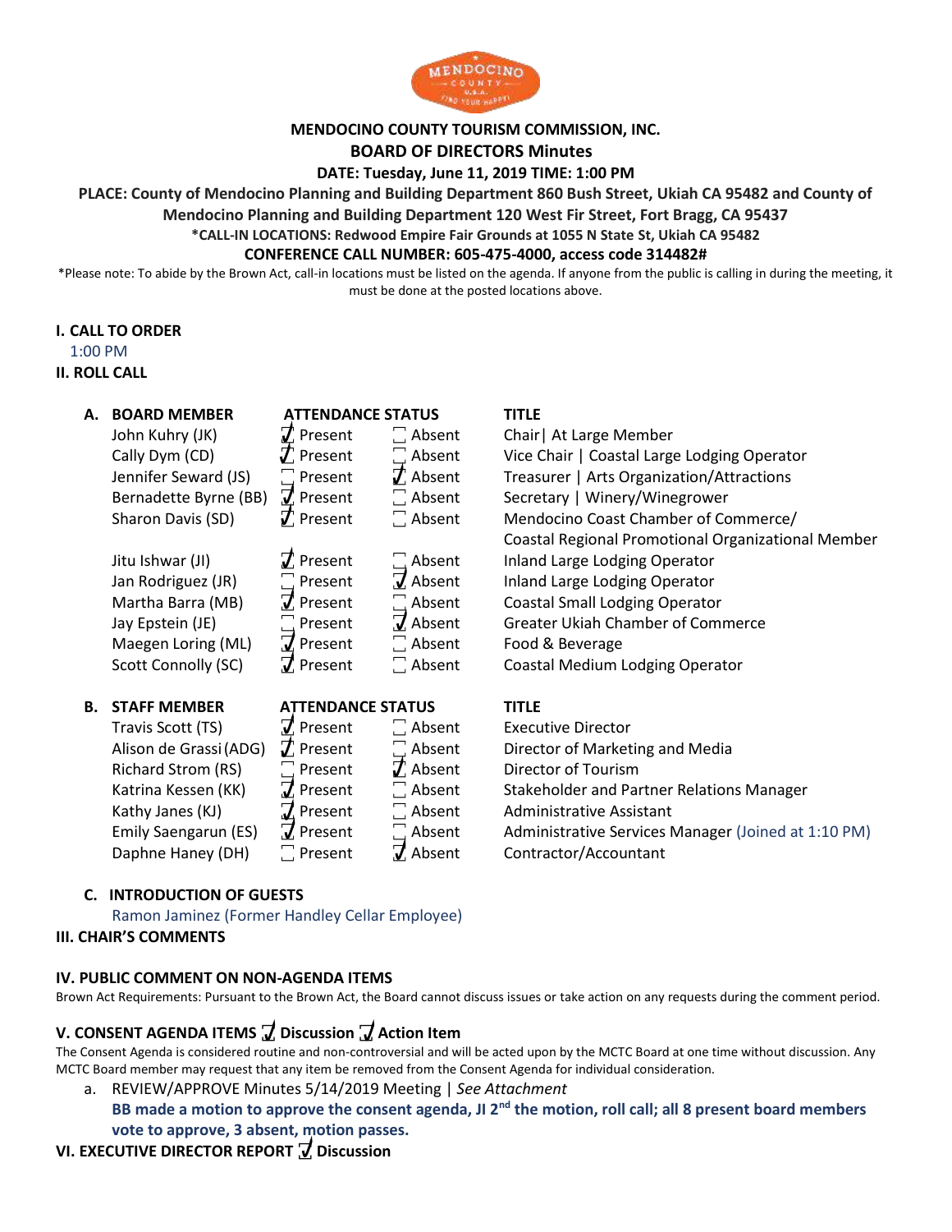**MENDOCINO COUNTY TOURISM COMMISSION, INC.**

**BOARD OF DIRECTORS Minutes**

**DATE: Tuesday, June 11, 2019 TIME: 1:00 PM**

**PLACE: County of Mendocino Planning and Building Department 860 Bush Street, Ukiah CA 95482 and County of Mendocino Planning and Building Department 120 West Fir Street, Fort Bragg, CA 95437**

**\*CALL-IN LOCATIONS: Redwood Empire Fair Grounds at 1055 N State St, Ukiah CA 95482**

**CONFERENCE CALL NUMBER: 605-475-4000, access code 314482#**

\*Please note: To abide by the Brown Act, call-in locations must be listed on the agenda. If anyone from the public is calling in during the meeting, it must be done at the posted locations above.

## I. CALL TO ORDER

1:00 PM

## II. ROLL CALL

**A.**

| BOARD MEMBER | ATTENDANCE STATUS | | TITLE |
|---|---|---|---|
| John Kuhry (JK) | ☑ Present | ☐ Absent | Chair\| At Large Member |
| Cally Dym (CD) | ☑ Present | ☐ Absent | Vice Chair \| Coastal Large Lodging Operator |
| Jennifer Seward (JS) | ☐ Present | ☑ Absent | Treasurer \| Arts Organization/Attractions |
| Bernadette Byrne (BB) | ☑ Present | ☐ Absent | Secretary \| Winery/Winegrower |
| Sharon Davis (SD) | ☑ Present | ☐ Absent | Mendocino Coast Chamber of Commerce/ Coastal Regional Promotional Organizational Member |
| Jitu Ishwar (JI) | ☑ Present | ☐ Absent | Inland Large Lodging Operator |
| Jan Rodriguez (JR) | ☐ Present | ☑ Absent | Inland Large Lodging Operator |
| Martha Barra (MB) | ☑ Present | ☐ Absent | Coastal Small Lodging Operator |
| Jay Epstein (JE) | ☐ Present | ☑ Absent | Greater Ukiah Chamber of Commerce |
| Maegen Loring (ML) | ☑ Present | ☐ Absent | Food & Beverage |
| Scott Connolly (SC) | ☑ Present | ☐ Absent | Coastal Medium Lodging Operator |

**B.**

| STAFF MEMBER | ATTENDANCE STATUS | | TITLE |
|---|---|---|---|
| Travis Scott (TS) | ☑ Present | ☐ Absent | Executive Director |
| Alison de Grassi (ADG) | ☑ Present | ☐ Absent | Director of Marketing and Media |
| Richard Strom (RS) | ☐ Present | ☑ Absent | Director of Tourism |
| Katrina Kessen (KK) | ☑ Present | ☐ Absent | Stakeholder and Partner Relations Manager |
| Kathy Janes (KJ) | ☑ Present | ☐ Absent | Administrative Assistant |
| Emily Saengarun (ES) | ☑ Present | ☐ Absent | Administrative Services Manager (Joined at 1:10 PM) |
| Daphne Haney (DH) | ☐ Present | ☑ Absent | Contractor/Accountant |

**C. INTRODUCTION OF GUESTS**

Ramon Jaminez (Former Handley Cellar Employee)

## III. CHAIR'S COMMENTS

## IV. PUBLIC COMMENT ON NON-AGENDA ITEMS

Brown Act Requirements: Pursuant to the Brown Act, the Board cannot discuss issues or take action on any requests during the comment period.

## V. CONSENT AGENDA ITEMS ☑ Discussion ☑ Action Item

The Consent Agenda is considered routine and non-controversial and will be acted upon by the MCTC Board at one time without discussion. Any MCTC Board member may request that any item be removed from the Consent Agenda for individual consideration.

a. REVIEW/APPROVE Minutes 5/14/2019 Meeting | *See Attachment*

**BB made a motion to approve the consent agenda, JI 2nd the motion, roll call; all 8 present board members vote to approve, 3 absent, motion passes.**

## VI. EXECUTIVE DIRECTOR REPORT ☑ Discussion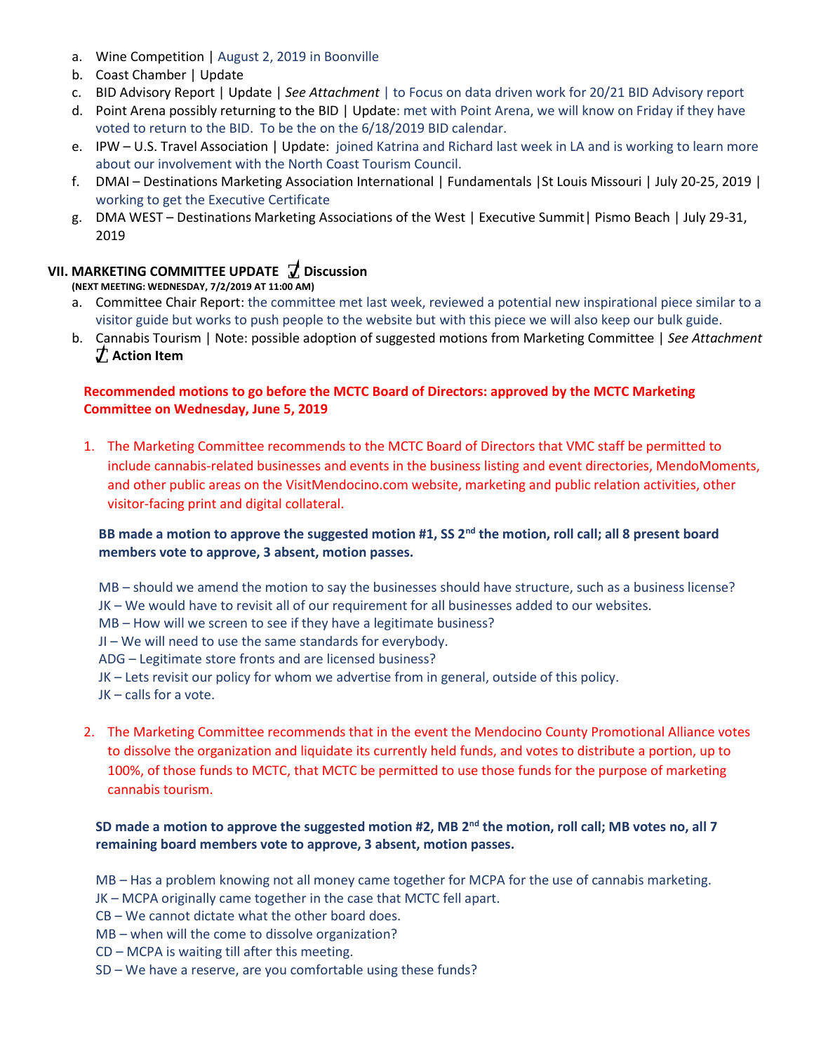a. Wine Competition | August 2, 2019 in Boonville
b. Coast Chamber | Update
c. BID Advisory Report | Update | *See Attachment* | to Focus on data driven work for 20/21 BID Advisory report
d. Point Arena possibly returning to the BID | Update: met with Point Arena, we will know on Friday if they have voted to return to the BID. To be the on the 6/18/2019 BID calendar.
e. IPW – U.S. Travel Association | Update: joined Katrina and Richard last week in LA and is working to learn more about our involvement with the North Coast Tourism Council.
f. DMAI – Destinations Marketing Association International | Fundamentals |St Louis Missouri | July 20-25, 2019 | working to get the Executive Certificate
g. DMA WEST – Destinations Marketing Associations of the West | Executive Summit| Pismo Beach | July 29-31, 2019

## VII. MARKETING COMMITTEE UPDATE ☑ Discussion

**(NEXT MEETING: WEDNESDAY, 7/2/2019 AT 11:00 AM)**

a. Committee Chair Report: the committee met last week, reviewed a potential new inspirational piece similar to a visitor guide but works to push people to the website but with this piece we will also keep our bulk guide.
b. Cannabis Tourism | Note: possible adoption of suggested motions from Marketing Committee | *See Attachment* ☑ **Action Item**

**Recommended motions to go before the MCTC Board of Directors: approved by the MCTC Marketing Committee on Wednesday, June 5, 2019**

1. The Marketing Committee recommends to the MCTC Board of Directors that VMC staff be permitted to include cannabis-related businesses and events in the business listing and event directories, MendoMoments, and other public areas on the VisitMendocino.com website, marketing and public relation activities, other visitor-facing print and digital collateral.

   **BB made a motion to approve the suggested motion #1, SS 2nd the motion, roll call; all 8 present board members vote to approve, 3 absent, motion passes.**

   MB – should we amend the motion to say the businesses should have structure, such as a business license?
   JK – We would have to revisit all of our requirement for all businesses added to our websites.
   MB – How will we screen to see if they have a legitimate business?
   JI – We will need to use the same standards for everybody.
   ADG – Legitimate store fronts and are licensed business?
   JK – Lets revisit our policy for whom we advertise from in general, outside of this policy.
   JK – calls for a vote.

2. The Marketing Committee recommends that in the event the Mendocino County Promotional Alliance votes to dissolve the organization and liquidate its currently held funds, and votes to distribute a portion, up to 100%, of those funds to MCTC, that MCTC be permitted to use those funds for the purpose of marketing cannabis tourism.

   **SD made a motion to approve the suggested motion #2, MB 2nd the motion, roll call; MB votes no, all 7 remaining board members vote to approve, 3 absent, motion passes.**

   MB – Has a problem knowing not all money came together for MCPA for the use of cannabis marketing.
   JK – MCPA originally came together in the case that MCTC fell apart.
   CB – We cannot dictate what the other board does.
   MB – when will the come to dissolve organization?
   CD – MCPA is waiting till after this meeting.
   SD – We have a reserve, are you comfortable using these funds?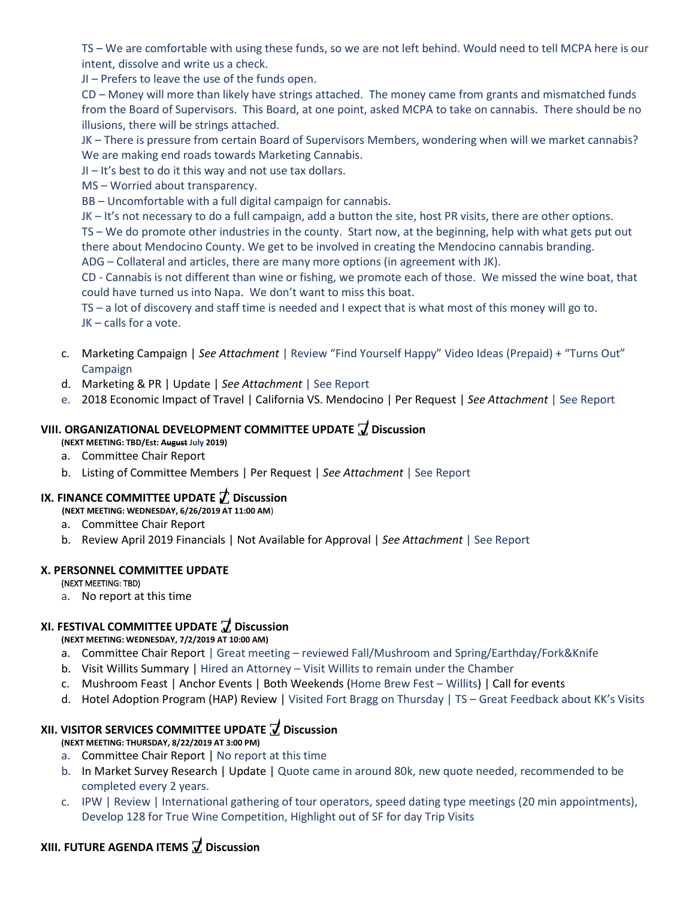TS – We are comfortable with using these funds, so we are not left behind. Would need to tell MCPA here is our intent, dissolve and write us a check.

JI – Prefers to leave the use of the funds open.

CD – Money will more than likely have strings attached. The money came from grants and mismatched funds from the Board of Supervisors. This Board, at one point, asked MCPA to take on cannabis. There should be no illusions, there will be strings attached.

JK – There is pressure from certain Board of Supervisors Members, wondering when will we market cannabis? We are making end roads towards Marketing Cannabis.

JI – It's best to do it this way and not use tax dollars.

MS – Worried about transparency.

BB – Uncomfortable with a full digital campaign for cannabis.

JK – It's not necessary to do a full campaign, add a button the site, host PR visits, there are other options.

TS – We do promote other industries in the county. Start now, at the beginning, help with what gets put out there about Mendocino County. We get to be involved in creating the Mendocino cannabis branding.

ADG – Collateral and articles, there are many more options (in agreement with JK).

CD - Cannabis is not different than wine or fishing, we promote each of those. We missed the wine boat, that could have turned us into Napa. We don't want to miss this boat.

TS – a lot of discovery and staff time is needed and I expect that is what most of this money will go to.

JK – calls for a vote.

c. Marketing Campaign | *See Attachment* | Review "Find Yourself Happy" Video Ideas (Prepaid) + "Turns Out" Campaign
d. Marketing & PR | Update | *See Attachment* | See Report
e. 2018 Economic Impact of Travel | California VS. Mendocino | Per Request | *See Attachment* | See Report

## VIII. ORGANIZATIONAL DEVELOPMENT COMMITTEE UPDATE ☑ Discussion

**(NEXT MEETING: TBD/Est: ~~August~~ July 2019)**

a. Committee Chair Report
b. Listing of Committee Members | Per Request | *See Attachment* | See Report

## IX. FINANCE COMMITTEE UPDATE ☑ Discussion

**(NEXT MEETING: WEDNESDAY, 6/26/2019 AT 11:00 AM)**

a. Committee Chair Report
b. Review April 2019 Financials | Not Available for Approval | *See Attachment* | See Report

## X. PERSONNEL COMMITTEE UPDATE

(NEXT MEETING: TBD)

a. No report at this time

## XI. FESTIVAL COMMITTEE UPDATE ☑ Discussion

**(NEXT MEETING: WEDNESDAY, 7/2/2019 AT 10:00 AM)**

a. Committee Chair Report | Great meeting – reviewed Fall/Mushroom and Spring/Earthday/Fork&Knife
b. Visit Willits Summary | Hired an Attorney – Visit Willits to remain under the Chamber
c. Mushroom Feast | Anchor Events | Both Weekends (Home Brew Fest – Willits) | Call for events
d. Hotel Adoption Program (HAP) Review | Visited Fort Bragg on Thursday | TS – Great Feedback about KK's Visits

## XII. VISITOR SERVICES COMMITTEE UPDATE ☑ Discussion

**(NEXT MEETING: THURSDAY, 8/22/2019 AT 3:00 PM)**

a. Committee Chair Report | No report at this time
b. In Market Survey Research | Update | Quote came in around 80k, new quote needed, recommended to be completed every 2 years.
c. IPW | Review | International gathering of tour operators, speed dating type meetings (20 min appointments), Develop 128 for True Wine Competition, Highlight out of SF for day Trip Visits

## XIII. FUTURE AGENDA ITEMS ☑ Discussion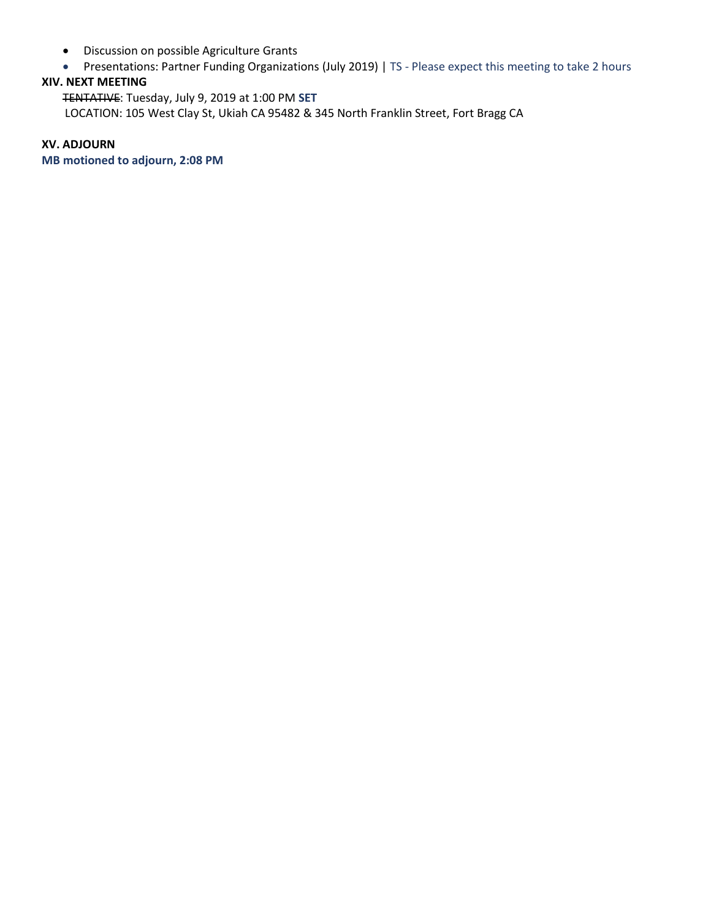- Discussion on possible Agriculture Grants
- Presentations: Partner Funding Organizations (July 2019) | TS - Please expect this meeting to take 2 hours

**XIV. NEXT MEETING**

~~TENTATIVE~~: Tuesday, July 9, 2019 at 1:00 PM **SET**

LOCATION: 105 West Clay St, Ukiah CA 95482 & 345 North Franklin Street, Fort Bragg CA

**XV. ADJOURN**

**MB motioned to adjourn, 2:08 PM**